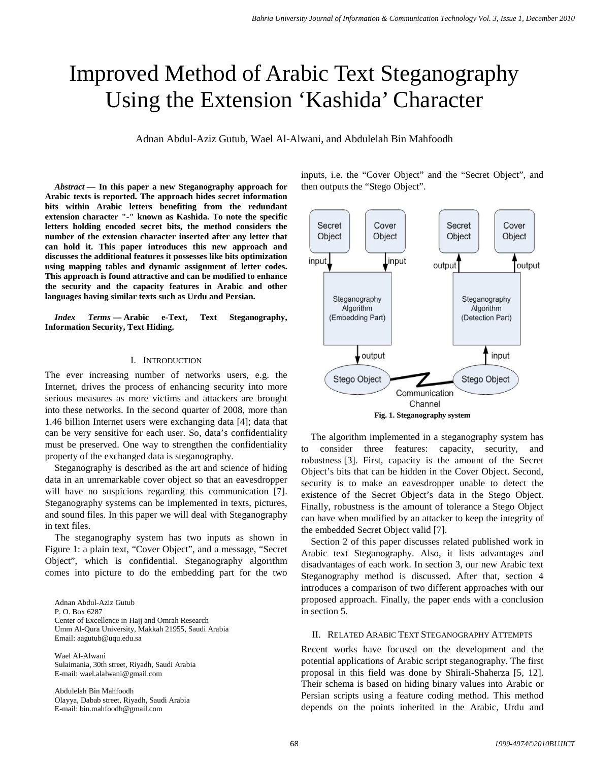# Improved Method of Arabic Text Steganography Using the Extension 'Kashida' Character

Adnan Abdul-Aziz Gutub, Wael Al-Alwani, and Abdulelah Bin Mahfoodh

***Abstract* — In this paper a new Steganography approach for Arabic texts is reported. The approach hides secret information bits within Arabic letters benefiting from the redundant extension character "-" known as Kashida. To note the specific letters holding encoded secret bits, the method considers the number of the extension character inserted after any letter that can hold it. This paper introduces this new approach and discusses the additional features it possesses like bits optimization using mapping tables and dynamic assignment of letter codes. This approach is found attractive and can be modified to enhance the security and the capacity features in Arabic and other languages having similar texts such as Urdu and Persian.**

***Index Terms* — Arabic e-Text, Text Steganography, Information Security, Text Hiding.**

## I. Introduction

The ever increasing number of networks users, e.g. the Internet, drives the process of enhancing security into more serious measures as more victims and attackers are brought into these networks. In the second quarter of 2008, more than 1.46 billion Internet users were exchanging data [4]; data that can be very sensitive for each user. So, data's confidentiality must be preserved. One way to strengthen the confidentiality property of the exchanged data is steganography.

Steganography is described as the art and science of hiding data in an unremarkable cover object so that an eavesdropper will have no suspicions regarding this communication [7]. Steganography systems can be implemented in texts, pictures, and sound files. In this paper we will deal with Steganography in text files.

The steganography system has two inputs as shown in Figure 1: a plain text, "Cover Object", and a message, "Secret Object", which is confidential. Steganography algorithm comes into picture to do the embedding part for the two inputs, i.e. the "Cover Object" and the "Secret Object", and then outputs the "Stego Object".

**Fig. 1. Steganography system**

The algorithm implemented in a steganography system has to consider three features: capacity, security, and robustness [3]. First, capacity is the amount of the Secret Object's bits that can be hidden in the Cover Object. Second, security is to make an eavesdropper unable to detect the existence of the Secret Object's data in the Stego Object. Finally, robustness is the amount of tolerance a Stego Object can have when modified by an attacker to keep the integrity of the embedded Secret Object valid [7].

Section 2 of this paper discusses related published work in Arabic text Steganography. Also, it lists advantages and disadvantages of each work. In section 3, our new Arabic text Steganography method is discussed. After that, section 4 introduces a comparison of two different approaches with our proposed approach. Finally, the paper ends with a conclusion in section 5.

## II. Related Arabic Text Steganography Attempts

Recent works have focused on the development and the potential applications of Arabic script steganography. The first proposal in this field was done by Shirali-Shaherza [5, 12]. Their schema is based on hiding binary values into Arabic or Persian scripts using a feature coding method. This method depends on the points inherited in the Arabic, Urdu and

Adnan Abdul-Aziz Gutub
P. O. Box 6287
Center of Excellence in Hajj and Omrah Research
Umm Al-Qura University, Makkah 21955, Saudi Arabia
Email: aagutub@uqu.edu.sa

Wael Al-Alwani
Sulaimania, 30th street, Riyadh, Saudi Arabia
E-mail: wael.alalwani@gmail.com

Abdulelah Bin Mahfoodh
Olayya, Dabab street, Riyadh, Saudi Arabia
E-mail: bin.mahfoodh@gmail.com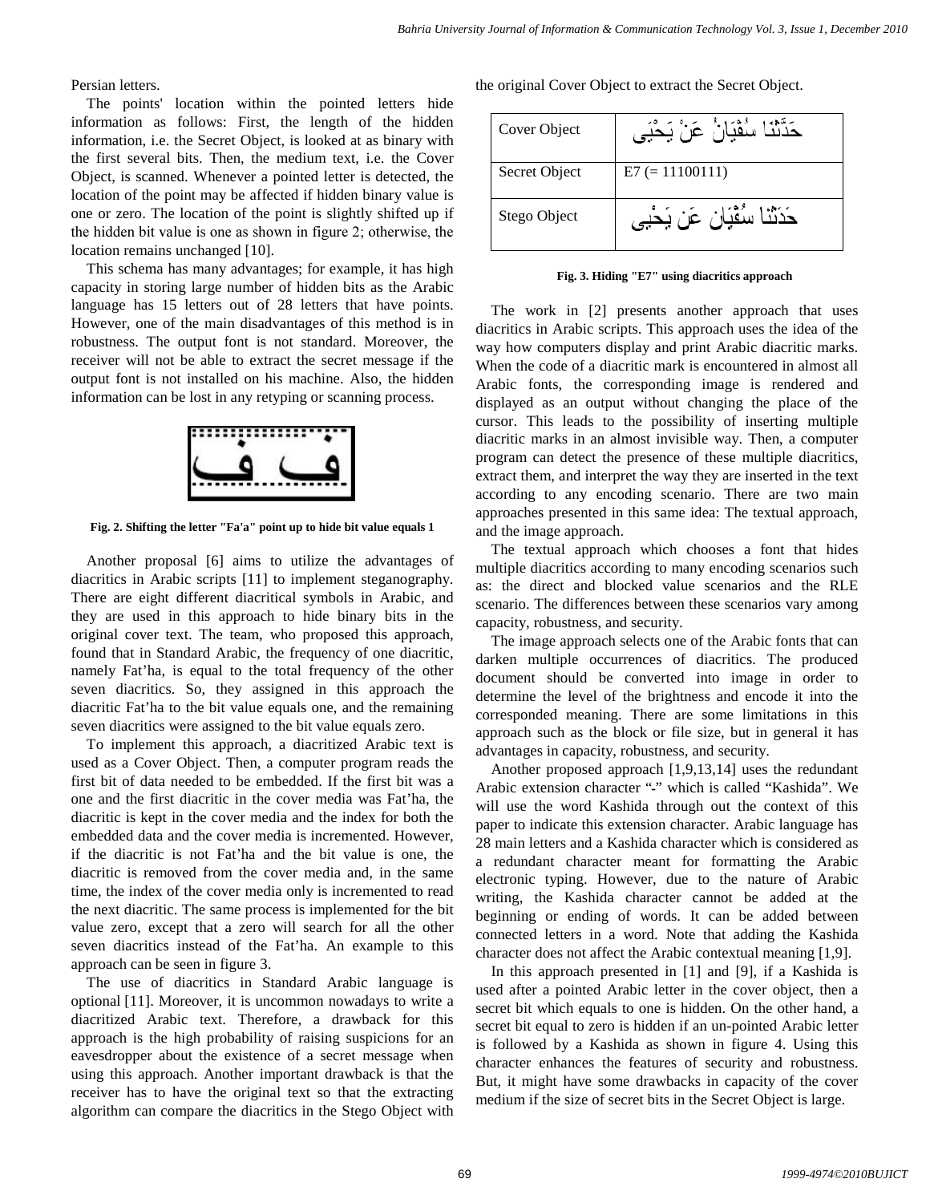Persian letters.

The points' location within the pointed letters hide information as follows: First, the length of the hidden information, i.e. the Secret Object, is looked at as binary with the first several bits. Then, the medium text, i.e. the Cover Object, is scanned. Whenever a pointed letter is detected, the location of the point may be affected if hidden binary value is one or zero. The location of the point is slightly shifted up if the hidden bit value is one as shown in figure 2; otherwise, the location remains unchanged [10].

This schema has many advantages; for example, it has high capacity in storing large number of hidden bits as the Arabic language has 15 letters out of 28 letters that have points. However, one of the main disadvantages of this method is in robustness. The output font is not standard. Moreover, the receiver will not be able to extract the secret message if the output font is not installed on his machine. Also, the hidden information can be lost in any retyping or scanning process.

**Fig. 2. Shifting the letter "Fa'a" point up to hide bit value equals 1**

Another proposal [6] aims to utilize the advantages of diacritics in Arabic scripts [11] to implement steganography. There are eight different diacritical symbols in Arabic, and they are used in this approach to hide binary bits in the original cover text. The team, who proposed this approach, found that in Standard Arabic, the frequency of one diacritic, namely Fat'ha, is equal to the total frequency of the other seven diacritics. So, they assigned in this approach the diacritic Fat'ha to the bit value equals one, and the remaining seven diacritics were assigned to the bit value equals zero.

To implement this approach, a diacritized Arabic text is used as a Cover Object. Then, a computer program reads the first bit of data needed to be embedded. If the first bit was a one and the first diacritic in the cover media was Fat'ha, the diacritic is kept in the cover media and the index for both the embedded data and the cover media is incremented. However, if the diacritic is not Fat'ha and the bit value is one, the diacritic is removed from the cover media and, in the same time, the index of the cover media only is incremented to read the next diacritic. The same process is implemented for the bit value zero, except that a zero will search for all the other seven diacritics instead of the Fat'ha. An example to this approach can be seen in figure 3.

The use of diacritics in Standard Arabic language is optional [11]. Moreover, it is uncommon nowadays to write a diacritized Arabic text. Therefore, a drawback for this approach is the high probability of raising suspicions for an eavesdropper about the existence of a secret message when using this approach. Another important drawback is that the receiver has to have the original text so that the extracting algorithm can compare the diacritics in the Stego Object with the original Cover Object to extract the Secret Object.

| Cover Object | حَدَّثَنَا سُفْيَانُ عَنْ يَحْيَى |
|---|---|
| Secret Object | E7 (= 11100111) |
| Stego Object | حَدَّثنا سُفْيَان عَن يَحْيى |

**Fig. 3. Hiding "E7" using diacritics approach**

The work in [2] presents another approach that uses diacritics in Arabic scripts. This approach uses the idea of the way how computers display and print Arabic diacritic marks. When the code of a diacritic mark is encountered in almost all Arabic fonts, the corresponding image is rendered and displayed as an output without changing the place of the cursor. This leads to the possibility of inserting multiple diacritic marks in an almost invisible way. Then, a computer program can detect the presence of these multiple diacritics, extract them, and interpret the way they are inserted in the text according to any encoding scenario. There are two main approaches presented in this same idea: The textual approach, and the image approach.

The textual approach which chooses a font that hides multiple diacritics according to many encoding scenarios such as: the direct and blocked value scenarios and the RLE scenario. The differences between these scenarios vary among capacity, robustness, and security.

The image approach selects one of the Arabic fonts that can darken multiple occurrences of diacritics. The produced document should be converted into image in order to determine the level of the brightness and encode it into the corresponded meaning. There are some limitations in this approach such as the block or file size, but in general it has advantages in capacity, robustness, and security.

Another proposed approach [1,9,13,14] uses the redundant Arabic extension character "-" which is called "Kashida". We will use the word Kashida through out the context of this paper to indicate this extension character. Arabic language has 28 main letters and a Kashida character which is considered as a redundant character meant for formatting the Arabic electronic typing. However, due to the nature of Arabic writing, the Kashida character cannot be added at the beginning or ending of words. It can be added between connected letters in a word. Note that adding the Kashida character does not affect the Arabic contextual meaning [1,9].

In this approach presented in [1] and [9], if a Kashida is used after a pointed Arabic letter in the cover object, then a secret bit which equals to one is hidden. On the other hand, a secret bit equal to zero is hidden if an un-pointed Arabic letter is followed by a Kashida as shown in figure 4. Using this character enhances the features of security and robustness. But, it might have some drawbacks in capacity of the cover medium if the size of secret bits in the Secret Object is large.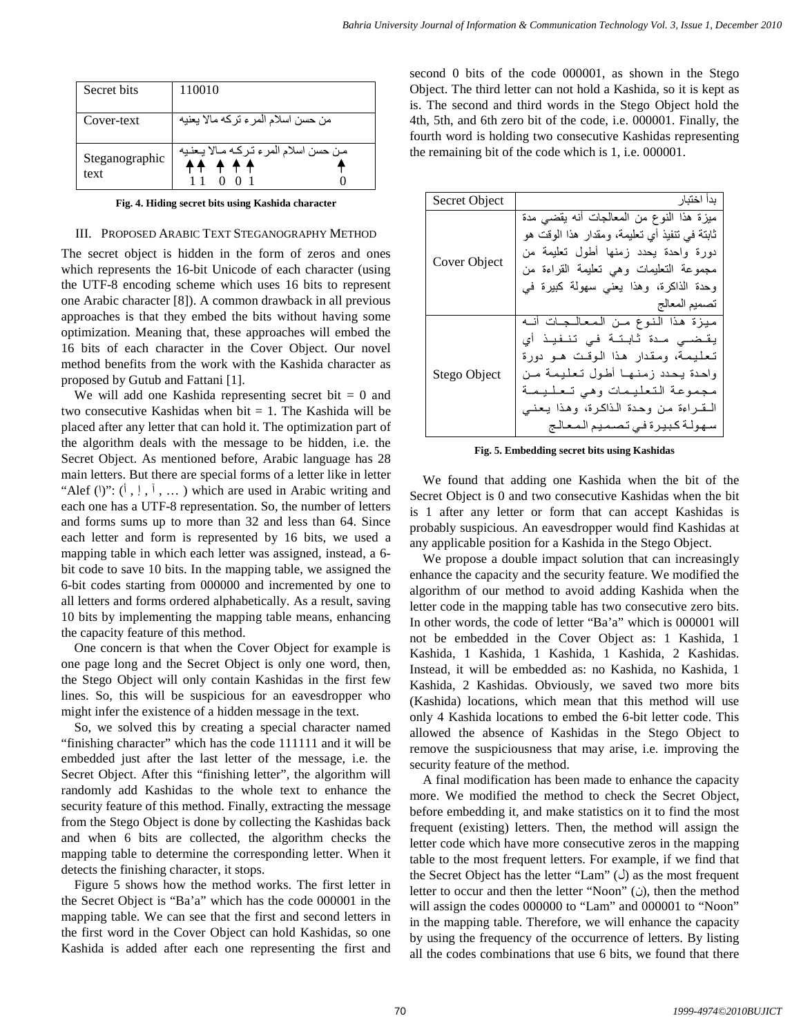| Secret bits | 110010 |
| --- | --- |
| Cover-text | من حسن اسلام المرء تركه مالا يعنيه |
| Steganographic text | مـن حسن اسلام المرء تـركـه مـالا يـعنيه<br>1 1 0 0 1 0 |

**Fig. 4. Hiding secret bits using Kashida character**

## III. Proposed Arabic Text Steganography Method

The secret object is hidden in the form of zeros and ones which represents the 16-bit Unicode of each character (using the UTF-8 encoding scheme which uses 16 bits to represent one Arabic character [8]). A common drawback in all previous approaches is that they embed the bits without having some optimization. Meaning that, these approaches will embed the 16 bits of each character in the Cover Object. Our novel method benefits from the work with the Kashida character as proposed by Gutub and Fattani [1].

We will add one Kashida representing secret bit = 0 and two consecutive Kashidas when bit = 1. The Kashida will be placed after any letter that can hold it. The optimization part of the algorithm deals with the message to be hidden, i.e. the Secret Object. As mentioned before, Arabic language has 28 main letters. But there are special forms of a letter like in letter "Alef (ا)": (أ , إ , آ , … ) which are used in Arabic writing and each one has a UTF-8 representation. So, the number of letters and forms sums up to more than 32 and less than 64. Since each letter and form is represented by 16 bits, we used a mapping table in which each letter was assigned, instead, a 6-bit code to save 10 bits. In the mapping table, we assigned the 6-bit codes starting from 000000 and incremented by one to all letters and forms ordered alphabetically. As a result, saving 10 bits by implementing the mapping table means, enhancing the capacity feature of this method.

One concern is that when the Cover Object for example is one page long and the Secret Object is only one word, then, the Stego Object will only contain Kashidas in the first few lines. So, this will be suspicious for an eavesdropper who might infer the existence of a hidden message in the text.

So, we solved this by creating a special character named "finishing character" which has the code 111111 and it will be embedded just after the last letter of the message, i.e. the Secret Object. After this "finishing letter", the algorithm will randomly add Kashidas to the whole text to enhance the security feature of this method. Finally, extracting the message from the Stego Object is done by collecting the Kashidas back and when 6 bits are collected, the algorithm checks the mapping table to determine the corresponding letter. When it detects the finishing character, it stops.

Figure 5 shows how the method works. The first letter in the Secret Object is "Ba'a" which has the code 000001 in the mapping table. We can see that the first and second letters in the first word in the Cover Object can hold Kashidas, so one Kashida is added after each one representing the first and second 0 bits of the code 000001, as shown in the Stego Object. The third letter can not hold a Kashida, so it is kept as is. The second and third words in the Stego Object hold the 4th, 5th, and 6th zero bit of the code, i.e. 000001. Finally, the fourth word is holding two consecutive Kashidas representing the remaining bit of the code which is 1, i.e. 000001.

| Secret Object | بدأ اختبار |
| --- | --- |
| Cover Object | ميزة هذا النوع من المعالجات أنه يقضي مدة ثابتة في تنفيذ أي تعليمة، ومقدار هذا الوقت هو دورة واحدة يحدد زمنها أطول تعليمة من مجموعة التعليمات وهي تعليمة القراءة من وحدة الذاكرة، وهذا يعني سهولة كبيرة في تصميم المعالج |
| Stego Object | مـيـزة هـذا الـنـوع مـن الـمـعـالـجـات أنـه يـقـضـي مـدة ثـابـتـة فـي تـنـفـيـذ أي تـعـلـيـمـة، ومـقـدار هـذا الـوقـت هـو دورة واحـدة يـحـدد زمـنـهـا أطـول تـعـلـيـمـة مـن مـجـمـوعـة الـتـعـلـيـمـات وهـي تـعـلـيـمـة الـقـراءة من وحدة الذاكرة، وهـذا يـعـنـي سـهـولـة كـبـيـرة فـي تـصـمـيـم الـمـعـالـج |

**Fig. 5. Embedding secret bits using Kashidas**

We found that adding one Kashida when the bit of the Secret Object is 0 and two consecutive Kashidas when the bit is 1 after any letter or form that can accept Kashidas is probably suspicious. An eavesdropper would find Kashidas at any applicable position for a Kashida in the Stego Object.

We propose a double impact solution that can increasingly enhance the capacity and the security feature. We modified the algorithm of our method to avoid adding Kashida when the letter code in the mapping table has two consecutive zero bits. In other words, the code of letter "Ba'a" which is 000001 will not be embedded in the Cover Object as: 1 Kashida, 1 Kashida, 1 Kashida, 1 Kashida, 1 Kashida, 2 Kashidas. Instead, it will be embedded as: no Kashida, no Kashida, 1 Kashida, 2 Kashidas. Obviously, we saved two more bits (Kashida) locations, which mean that this method will use only 4 Kashida locations to embed the 6-bit letter code. This allowed the absence of Kashidas in the Stego Object to remove the suspiciousness that may arise, i.e. improving the security feature of the method.

A final modification has been made to enhance the capacity more. We modified the method to check the Secret Object, before embedding it, and make statistics on it to find the most frequent (existing) letters. Then, the method will assign the letter code which have more consecutive zeros in the mapping table to the most frequent letters. For example, if we find that the Secret Object has the letter "Lam" (ل) as the most frequent letter to occur and then the letter "Noon" (ن), then the method will assign the codes 000000 to "Lam" and 000001 to "Noon" in the mapping table. Therefore, we will enhance the capacity by using the frequency of the occurrence of letters. By listing all the codes combinations that use 6 bits, we found that there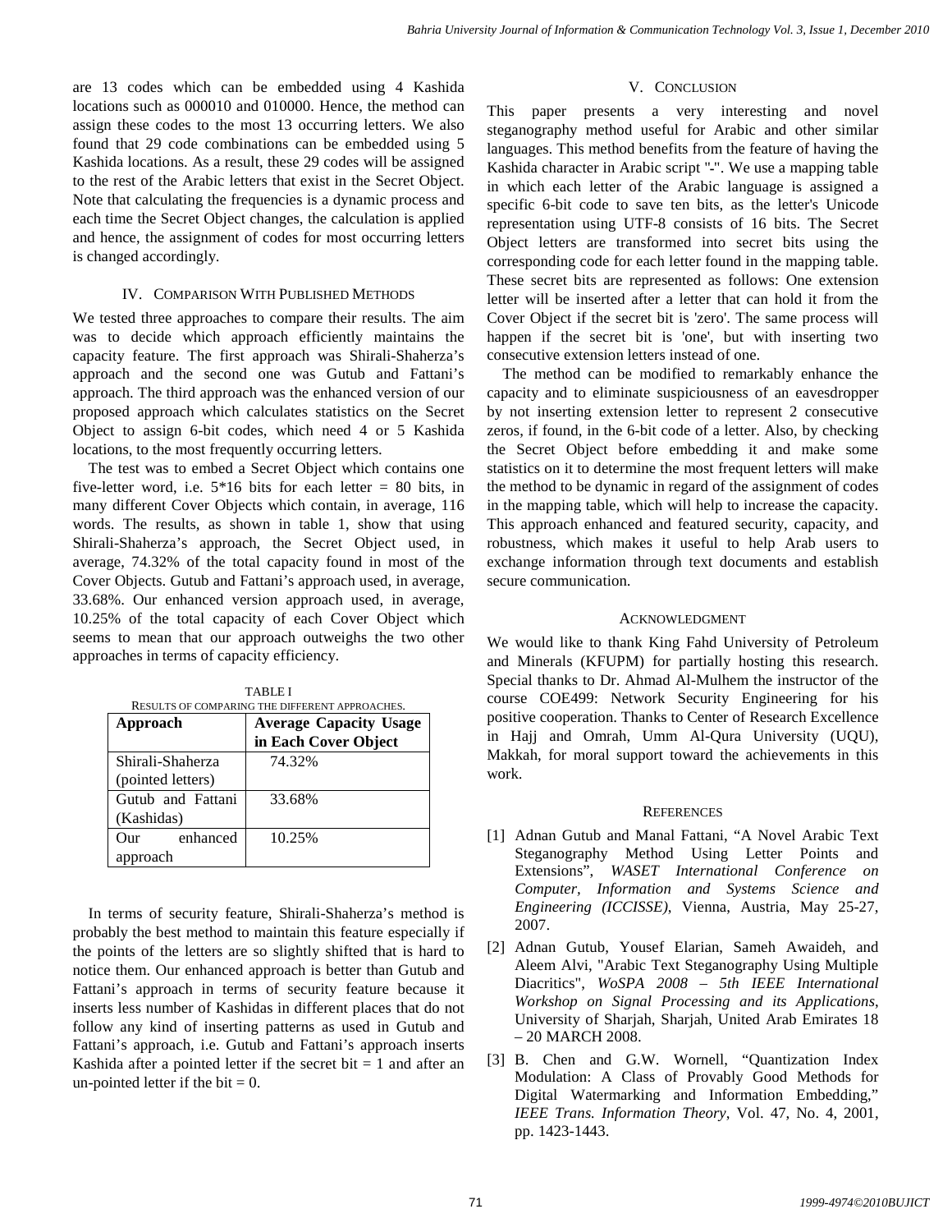are 13 codes which can be embedded using 4 Kashida locations such as 000010 and 010000. Hence, the method can assign these codes to the most 13 occurring letters. We also found that 29 code combinations can be embedded using 5 Kashida locations. As a result, these 29 codes will be assigned to the rest of the Arabic letters that exist in the Secret Object. Note that calculating the frequencies is a dynamic process and each time the Secret Object changes, the calculation is applied and hence, the assignment of codes for most occurring letters is changed accordingly.

## IV. Comparison With Published Methods

We tested three approaches to compare their results. The aim was to decide which approach efficiently maintains the capacity feature. The first approach was Shirali-Shaherza's approach and the second one was Gutub and Fattani's approach. The third approach was the enhanced version of our proposed approach which calculates statistics on the Secret Object to assign 6-bit codes, which need 4 or 5 Kashida locations, to the most frequently occurring letters.

The test was to embed a Secret Object which contains one five-letter word, i.e. 5*16 bits for each letter = 80 bits, in many different Cover Objects which contain, in average, 116 words. The results, as shown in table 1, show that using Shirali-Shaherza's approach, the Secret Object used, in average, 74.32% of the total capacity found in most of the Cover Objects. Gutub and Fattani's approach used, in average, 33.68%. Our enhanced version approach used, in average, 10.25% of the total capacity of each Cover Object which seems to mean that our approach outweighs the two other approaches in terms of capacity efficiency.

TABLE I
Results of comparing the different approaches.

| Approach | Average Capacity Usage in Each Cover Object |
| --- | --- |
| Shirali-Shaherza (pointed letters) | 74.32% |
| Gutub and Fattani (Kashidas) | 33.68% |
| Our enhanced approach | 10.25% |

In terms of security feature, Shirali-Shaherza's method is probably the best method to maintain this feature especially if the points of the letters are so slightly shifted that is hard to notice them. Our enhanced approach is better than Gutub and Fattani's approach in terms of security feature because it inserts less number of Kashidas in different places that do not follow any kind of inserting patterns as used in Gutub and Fattani's approach, i.e. Gutub and Fattani's approach inserts Kashida after a pointed letter if the secret bit = 1 and after an un-pointed letter if the bit = 0.

## V. Conclusion

This paper presents a very interesting and novel steganography method useful for Arabic and other similar languages. This method benefits from the feature of having the Kashida character in Arabic script "ـ". We use a mapping table in which each letter of the Arabic language is assigned a specific 6-bit code to save ten bits, as the letter's Unicode representation using UTF-8 consists of 16 bits. The Secret Object letters are transformed into secret bits using the corresponding code for each letter found in the mapping table. These secret bits are represented as follows: One extension letter will be inserted after a letter that can hold it from the Cover Object if the secret bit is 'zero'. The same process will happen if the secret bit is 'one', but with inserting two consecutive extension letters instead of one.

The method can be modified to remarkably enhance the capacity and to eliminate suspiciousness of an eavesdropper by not inserting extension letter to represent 2 consecutive zeros, if found, in the 6-bit code of a letter. Also, by checking the Secret Object before embedding it and make some statistics on it to determine the most frequent letters will make the method to be dynamic in regard of the assignment of codes in the mapping table, which will help to increase the capacity. This approach enhanced and featured security, capacity, and robustness, which makes it useful to help Arab users to exchange information through text documents and establish secure communication.

## Acknowledgment

We would like to thank King Fahd University of Petroleum and Minerals (KFUPM) for partially hosting this research. Special thanks to Dr. Ahmad Al-Mulhem the instructor of the course COE499: Network Security Engineering for his positive cooperation. Thanks to Center of Research Excellence in Hajj and Omrah, Umm Al-Qura University (UQU), Makkah, for moral support toward the achievements in this work.

## References

[1] Adnan Gutub and Manal Fattani, "A Novel Arabic Text Steganography Method Using Letter Points and Extensions", *WASET International Conference on Computer, Information and Systems Science and Engineering (ICCISSE)*, Vienna, Austria, May 25-27, 2007.

[2] Adnan Gutub, Yousef Elarian, Sameh Awaideh, and Aleem Alvi, "Arabic Text Steganography Using Multiple Diacritics", *WoSPA 2008 – 5th IEEE International Workshop on Signal Processing and its Applications*, University of Sharjah, Sharjah, United Arab Emirates 18 – 20 MARCH 2008.

[3] B. Chen and G.W. Wornell, "Quantization Index Modulation: A Class of Provably Good Methods for Digital Watermarking and Information Embedding," *IEEE Trans. Information Theory*, Vol. 47, No. 4, 2001, pp. 1423-1443.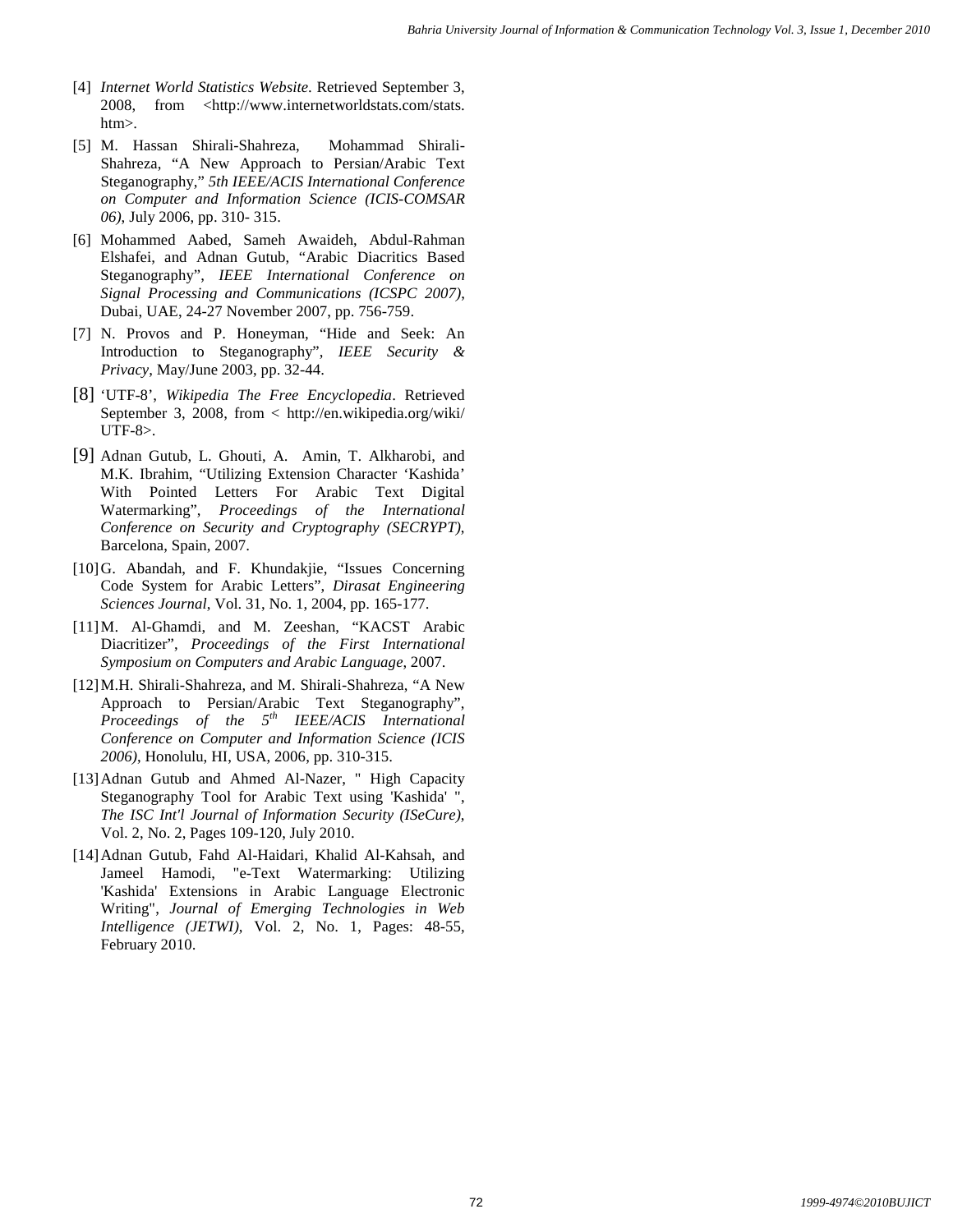[4] *Internet World Statistics Website*. Retrieved September 3, 2008, from <http://www.internetworldstats.com/stats.htm>.

[5] M. Hassan Shirali-Shahreza, Mohammad Shirali-Shahreza, “A New Approach to Persian/Arabic Text Steganography,” *5th IEEE/ACIS International Conference on Computer and Information Science (ICIS-COMSAR 06)*, July 2006, pp. 310- 315.

[6] Mohammed Aabed, Sameh Awaideh, Abdul-Rahman Elshafei, and Adnan Gutub, “Arabic Diacritics Based Steganography”, *IEEE International Conference on Signal Processing and Communications (ICSPC 2007)*, Dubai, UAE, 24-27 November 2007, pp. 756-759.

[7] N. Provos and P. Honeyman, “Hide and Seek: An Introduction to Steganography”, *IEEE Security & Privacy*, May/June 2003, pp. 32-44.

[8] ‘UTF-8’, *Wikipedia The Free Encyclopedia*. Retrieved September 3, 2008, from < http://en.wikipedia.org/wiki/UTF-8>.

[9] Adnan Gutub, L. Ghouti, A. Amin, T. Alkharobi, and M.K. Ibrahim, “Utilizing Extension Character ‘Kashida’ With Pointed Letters For Arabic Text Digital Watermarking”, *Proceedings of the International Conference on Security and Cryptography (SECRYPT)*, Barcelona, Spain, 2007.

[10] G. Abandah, and F. Khundakjie, “Issues Concerning Code System for Arabic Letters”, *Dirasat Engineering Sciences Journal*, Vol. 31, No. 1, 2004, pp. 165-177.

[11] M. Al-Ghamdi, and M. Zeeshan, “KACST Arabic Diacritizer”, *Proceedings of the First International Symposium on Computers and Arabic Language*, 2007.

[12] M.H. Shirali-Shahreza, and M. Shirali-Shahreza, “A New Approach to Persian/Arabic Text Steganography”, *Proceedings of the 5th IEEE/ACIS International Conference on Computer and Information Science (ICIS 2006)*, Honolulu, HI, USA, 2006, pp. 310-315.

[13] Adnan Gutub and Ahmed Al-Nazer, " High Capacity Steganography Tool for Arabic Text using 'Kashida' ", *The ISC Int'l Journal of Information Security (ISeCure)*, Vol. 2, No. 2, Pages 109-120, July 2010.

[14] Adnan Gutub, Fahd Al-Haidari, Khalid Al-Kahsah, and Jameel Hamodi, "e-Text Watermarking: Utilizing 'Kashida' Extensions in Arabic Language Electronic Writing", *Journal of Emerging Technologies in Web Intelligence (JETWI)*, Vol. 2, No. 1, Pages: 48-55, February 2010.